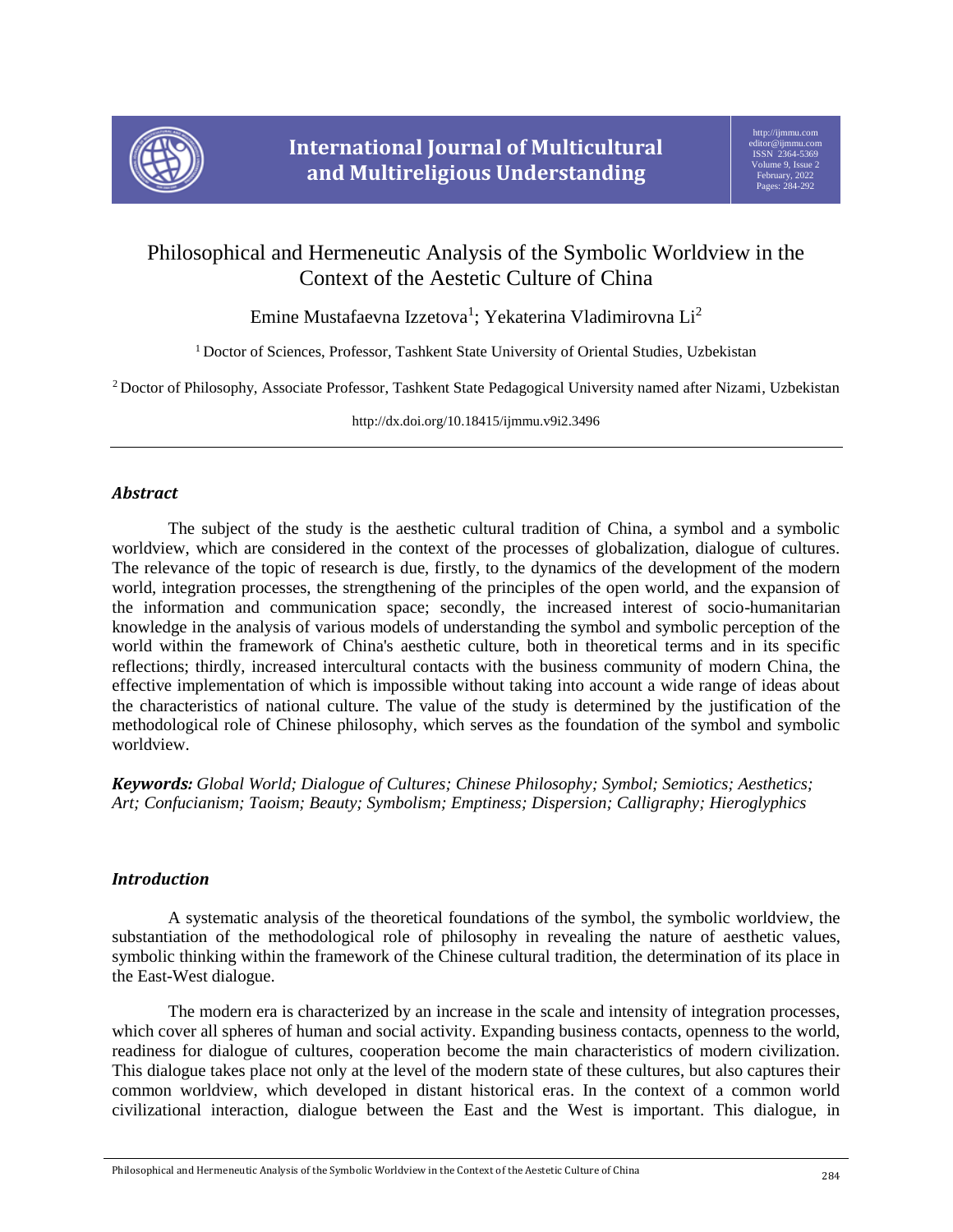# Philosophical and Hermeneutic Analysis of the Symbolic Worldview in the Context of the Aestetic Culture of China

Emine Mustafaevna Izzetova[1]; Yekaterina Vladimirovna Li[2]

[1] Doctor of Sciences, Professor, Tashkent State University of Oriental Studies, Uzbekistan

[2] Doctor of Philosophy, Associate Professor, Tashkent State Pedagogical University named after Nizami, Uzbekistan

http://dx.doi.org/10.18415/ijmmu.v9i2.3496

## *Abstract*

The subject of the study is the aesthetic cultural tradition of China, a symbol and a symbolic worldview, which are considered in the context of the processes of globalization, dialogue of cultures. The relevance of the topic of research is due, firstly, to the dynamics of the development of the modern world, integration processes, the strengthening of the principles of the open world, and the expansion of the information and communication space; secondly, the increased interest of socio-humanitarian knowledge in the analysis of various models of understanding the symbol and symbolic perception of the world within the framework of China's aesthetic culture, both in theoretical terms and in its specific reflections; thirdly, increased intercultural contacts with the business community of modern China, the effective implementation of which is impossible without taking into account a wide range of ideas about the characteristics of national culture. The value of the study is determined by the justification of the methodological role of Chinese philosophy, which serves as the foundation of the symbol and symbolic worldview.

***Keywords:*** *Global World; Dialogue of Cultures; Chinese Philosophy; Symbol; Semiotics; Aesthetics; Art; Confucianism; Taoism; Beauty; Symbolism; Emptiness; Dispersion; Calligraphy; Hieroglyphics*

## *Introduction*

A systematic analysis of the theoretical foundations of the symbol, the symbolic worldview, the substantiation of the methodological role of philosophy in revealing the nature of aesthetic values, symbolic thinking within the framework of the Chinese cultural tradition, the determination of its place in the East-West dialogue.

The modern era is characterized by an increase in the scale and intensity of integration processes, which cover all spheres of human and social activity. Expanding business contacts, openness to the world, readiness for dialogue of cultures, cooperation become the main characteristics of modern civilization. This dialogue takes place not only at the level of the modern state of these cultures, but also captures their common worldview, which developed in distant historical eras. In the context of a common world civilizational interaction, dialogue between the East and the West is important. This dialogue, in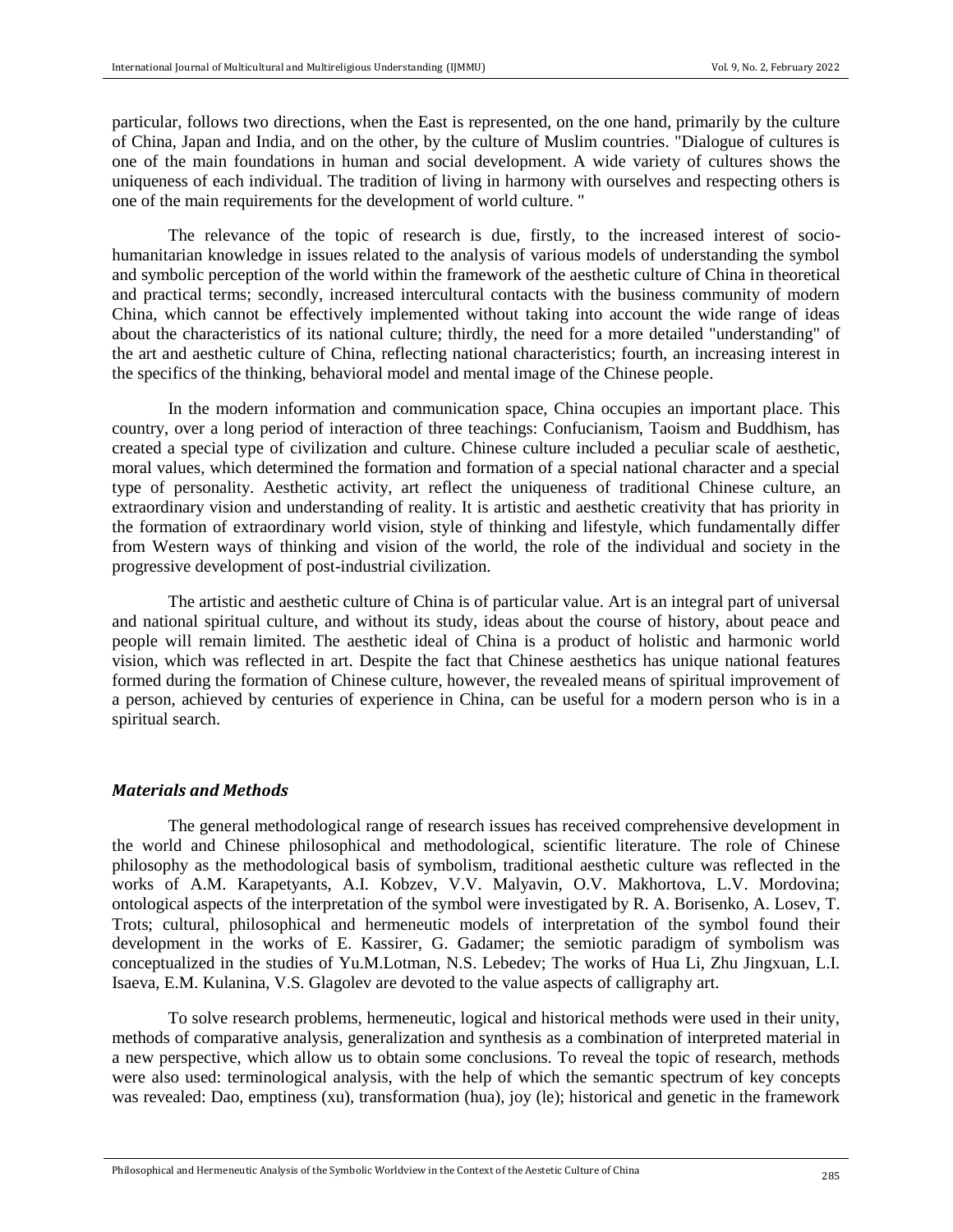particular, follows two directions, when the East is represented, on the one hand, primarily by the culture of China, Japan and India, and on the other, by the culture of Muslim countries. "Dialogue of cultures is one of the main foundations in human and social development. A wide variety of cultures shows the uniqueness of each individual. The tradition of living in harmony with ourselves and respecting others is one of the main requirements for the development of world culture. "

The relevance of the topic of research is due, firstly, to the increased interest of socio-humanitarian knowledge in issues related to the analysis of various models of understanding the symbol and symbolic perception of the world within the framework of the aesthetic culture of China in theoretical and practical terms; secondly, increased intercultural contacts with the business community of modern China, which cannot be effectively implemented without taking into account the wide range of ideas about the characteristics of its national culture; thirdly, the need for a more detailed "understanding" of the art and aesthetic culture of China, reflecting national characteristics; fourth, an increasing interest in the specifics of the thinking, behavioral model and mental image of the Chinese people.

In the modern information and communication space, China occupies an important place. This country, over a long period of interaction of three teachings: Confucianism, Taoism and Buddhism, has created a special type of civilization and culture. Chinese culture included a peculiar scale of aesthetic, moral values, which determined the formation and formation of a special national character and a special type of personality. Aesthetic activity, art reflect the uniqueness of traditional Chinese culture, an extraordinary vision and understanding of reality. It is artistic and aesthetic creativity that has priority in the formation of extraordinary world vision, style of thinking and lifestyle, which fundamentally differ from Western ways of thinking and vision of the world, the role of the individual and society in the progressive development of post-industrial civilization.

The artistic and aesthetic culture of China is of particular value. Art is an integral part of universal and national spiritual culture, and without its study, ideas about the course of history, about peace and people will remain limited. The aesthetic ideal of China is a product of holistic and harmonic world vision, which was reflected in art. Despite the fact that Chinese aesthetics has unique national features formed during the formation of Chinese culture, however, the revealed means of spiritual improvement of a person, achieved by centuries of experience in China, can be useful for a modern person who is in a spiritual search.

## *Materials and Methods*

The general methodological range of research issues has received comprehensive development in the world and Chinese philosophical and methodological, scientific literature. The role of Chinese philosophy as the methodological basis of symbolism, traditional aesthetic culture was reflected in the works of A.M. Karapetyants, A.I. Kobzev, V.V. Malyavin, O.V. Makhortova, L.V. Mordovina; ontological aspects of the interpretation of the symbol were investigated by R. A. Borisenko, A. Losev, T. Trots; cultural, philosophical and hermeneutic models of interpretation of the symbol found their development in the works of E. Kassirer, G. Gadamer; the semiotic paradigm of symbolism was conceptualized in the studies of Yu.M.Lotman, N.S. Lebedev; The works of Hua Li, Zhu Jingxuan, L.I. Isaeva, E.M. Kulanina, V.S. Glagolev are devoted to the value aspects of calligraphy art.

To solve research problems, hermeneutic, logical and historical methods were used in their unity, methods of comparative analysis, generalization and synthesis as a combination of interpreted material in a new perspective, which allow us to obtain some conclusions. To reveal the topic of research, methods were also used: terminological analysis, with the help of which the semantic spectrum of key concepts was revealed: Dao, emptiness (xu), transformation (hua), joy (le); historical and genetic in the framework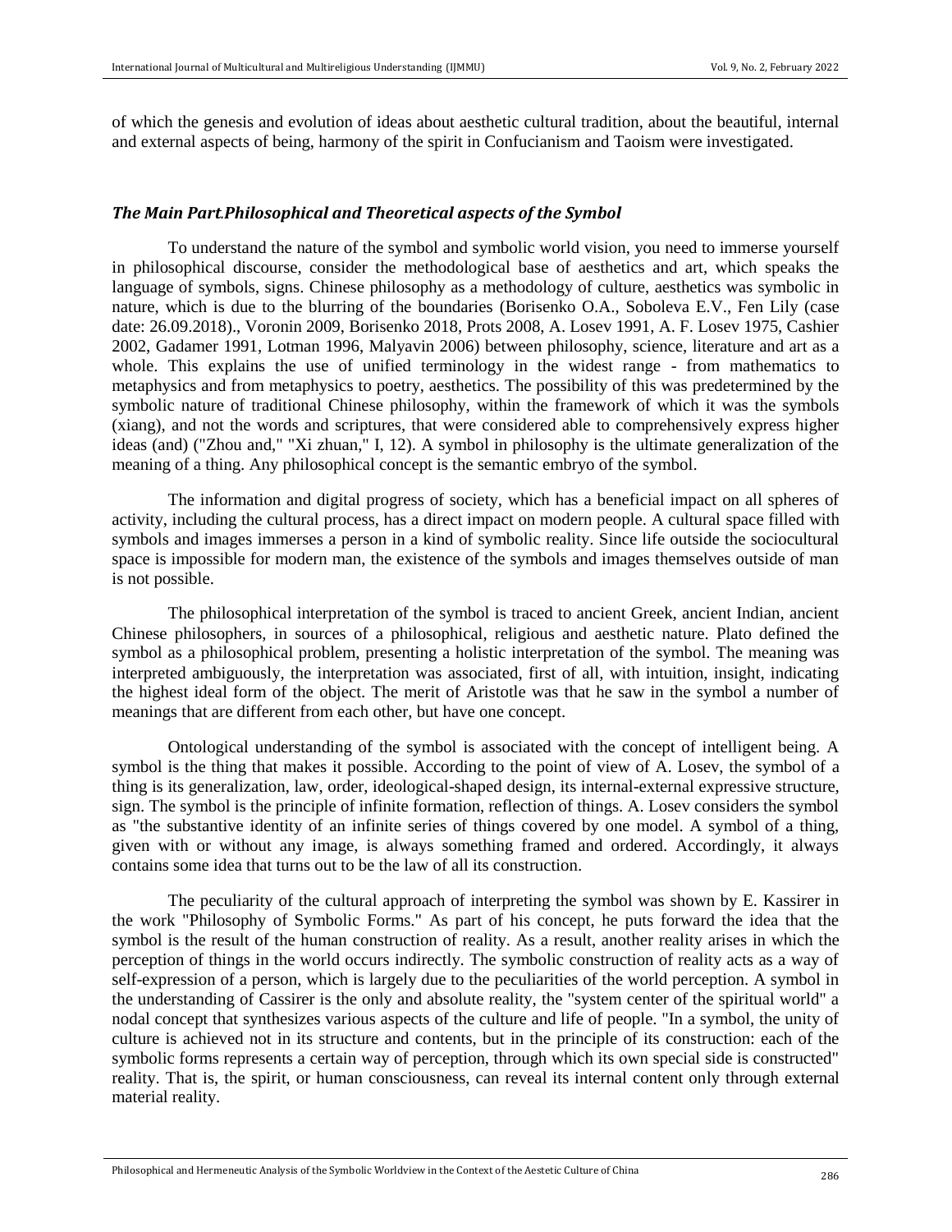of which the genesis and evolution of ideas about aesthetic cultural tradition, about the beautiful, internal and external aspects of being, harmony of the spirit in Confucianism and Taoism were investigated.

## *The Main Part.Philosophical and Theoretical aspects of the Symbol*

To understand the nature of the symbol and symbolic world vision, you need to immerse yourself in philosophical discourse, consider the methodological base of aesthetics and art, which speaks the language of symbols, signs. Chinese philosophy as a methodology of culture, aesthetics was symbolic in nature, which is due to the blurring of the boundaries (Borisenko O.A., Soboleva E.V., Fen Lily (case date: 26.09.2018)., Voronin 2009, Borisenko 2018, Prots 2008, A. Losev 1991, A. F. Losev 1975, Cashier 2002, Gadamer 1991, Lotman 1996, Malyavin 2006) between philosophy, science, literature and art as a whole. This explains the use of unified terminology in the widest range - from mathematics to metaphysics and from metaphysics to poetry, aesthetics. The possibility of this was predetermined by the symbolic nature of traditional Chinese philosophy, within the framework of which it was the symbols (xiang), and not the words and scriptures, that were considered able to comprehensively express higher ideas (and) ("Zhou and," "Xi zhuan," I, 12). A symbol in philosophy is the ultimate generalization of the meaning of a thing. Any philosophical concept is the semantic embryo of the symbol.

The information and digital progress of society, which has a beneficial impact on all spheres of activity, including the cultural process, has a direct impact on modern people. A cultural space filled with symbols and images immerses a person in a kind of symbolic reality. Since life outside the sociocultural space is impossible for modern man, the existence of the symbols and images themselves outside of man is not possible.

The philosophical interpretation of the symbol is traced to ancient Greek, ancient Indian, ancient Chinese philosophers, in sources of a philosophical, religious and aesthetic nature. Plato defined the symbol as a philosophical problem, presenting a holistic interpretation of the symbol. The meaning was interpreted ambiguously, the interpretation was associated, first of all, with intuition, insight, indicating the highest ideal form of the object. The merit of Aristotle was that he saw in the symbol a number of meanings that are different from each other, but have one concept.

Ontological understanding of the symbol is associated with the concept of intelligent being. A symbol is the thing that makes it possible. According to the point of view of A. Losev, the symbol of a thing is its generalization, law, order, ideological-shaped design, its internal-external expressive structure, sign. The symbol is the principle of infinite formation, reflection of things. A. Losev considers the symbol as "the substantive identity of an infinite series of things covered by one model. A symbol of a thing, given with or without any image, is always something framed and ordered. Accordingly, it always contains some idea that turns out to be the law of all its construction.

The peculiarity of the cultural approach of interpreting the symbol was shown by E. Kassirer in the work "Philosophy of Symbolic Forms." As part of his concept, he puts forward the idea that the symbol is the result of the human construction of reality. As a result, another reality arises in which the perception of things in the world occurs indirectly. The symbolic construction of reality acts as a way of self-expression of a person, which is largely due to the peculiarities of the world perception. A symbol in the understanding of Cassirer is the only and absolute reality, the "system center of the spiritual world" a nodal concept that synthesizes various aspects of the culture and life of people. "In a symbol, the unity of culture is achieved not in its structure and contents, but in the principle of its construction: each of the symbolic forms represents a certain way of perception, through which its own special side is constructed" reality. That is, the spirit, or human consciousness, can reveal its internal content only through external material reality.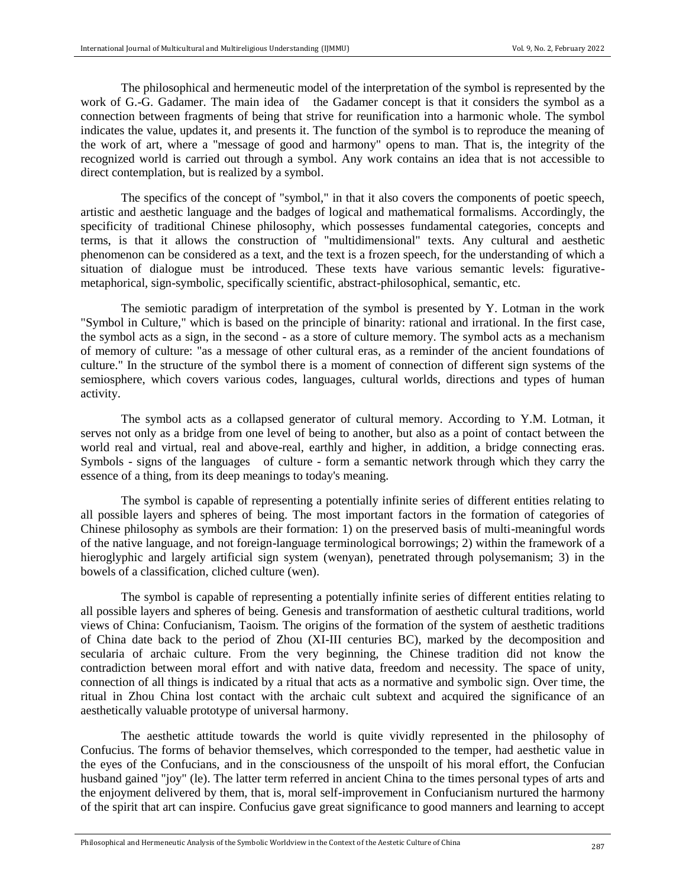The philosophical and hermeneutic model of the interpretation of the symbol is represented by the work of G.-G. Gadamer. The main idea of the Gadamer concept is that it considers the symbol as a connection between fragments of being that strive for reunification into a harmonic whole. The symbol indicates the value, updates it, and presents it. The function of the symbol is to reproduce the meaning of the work of art, where a "message of good and harmony" opens to man. That is, the integrity of the recognized world is carried out through a symbol. Any work contains an idea that is not accessible to direct contemplation, but is realized by a symbol.

The specifics of the concept of "symbol," in that it also covers the components of poetic speech, artistic and aesthetic language and the badges of logical and mathematical formalisms. Accordingly, the specificity of traditional Chinese philosophy, which possesses fundamental categories, concepts and terms, is that it allows the construction of "multidimensional" texts. Any cultural and aesthetic phenomenon can be considered as a text, and the text is a frozen speech, for the understanding of which a situation of dialogue must be introduced. These texts have various semantic levels: figurative-metaphorical, sign-symbolic, specifically scientific, abstract-philosophical, semantic, etc.

The semiotic paradigm of interpretation of the symbol is presented by Y. Lotman in the work "Symbol in Culture," which is based on the principle of binarity: rational and irrational. In the first case, the symbol acts as a sign, in the second - as a store of culture memory. The symbol acts as a mechanism of memory of culture: "as a message of other cultural eras, as a reminder of the ancient foundations of culture." In the structure of the symbol there is a moment of connection of different sign systems of the semiosphere, which covers various codes, languages, cultural worlds, directions and types of human activity.

The symbol acts as a collapsed generator of cultural memory. According to Y.M. Lotman, it serves not only as a bridge from one level of being to another, but also as a point of contact between the world real and virtual, real and above-real, earthly and higher, in addition, a bridge connecting eras. Symbols - signs of the languages of culture - form a semantic network through which they carry the essence of a thing, from its deep meanings to today's meaning.

The symbol is capable of representing a potentially infinite series of different entities relating to all possible layers and spheres of being. The most important factors in the formation of categories of Chinese philosophy as symbols are their formation: 1) on the preserved basis of multi-meaningful words of the native language, and not foreign-language terminological borrowings; 2) within the framework of a hieroglyphic and largely artificial sign system (wenyan), penetrated through polysemanism; 3) in the bowels of a classification, cliched culture (wen).

The symbol is capable of representing a potentially infinite series of different entities relating to all possible layers and spheres of being. Genesis and transformation of aesthetic cultural traditions, world views of China: Confucianism, Taoism. The origins of the formation of the system of aesthetic traditions of China date back to the period of Zhou (XI-III centuries BC), marked by the decomposition and secularia of archaic culture. From the very beginning, the Chinese tradition did not know the contradiction between moral effort and with native data, freedom and necessity. The space of unity, connection of all things is indicated by a ritual that acts as a normative and symbolic sign. Over time, the ritual in Zhou China lost contact with the archaic cult subtext and acquired the significance of an aesthetically valuable prototype of universal harmony.

The aesthetic attitude towards the world is quite vividly represented in the philosophy of Confucius. The forms of behavior themselves, which corresponded to the temper, had aesthetic value in the eyes of the Confucians, and in the consciousness of the unspoilt of his moral effort, the Confucian husband gained "joy" (le). The latter term referred in ancient China to the times personal types of arts and the enjoyment delivered by them, that is, moral self-improvement in Confucianism nurtured the harmony of the spirit that art can inspire. Confucius gave great significance to good manners and learning to accept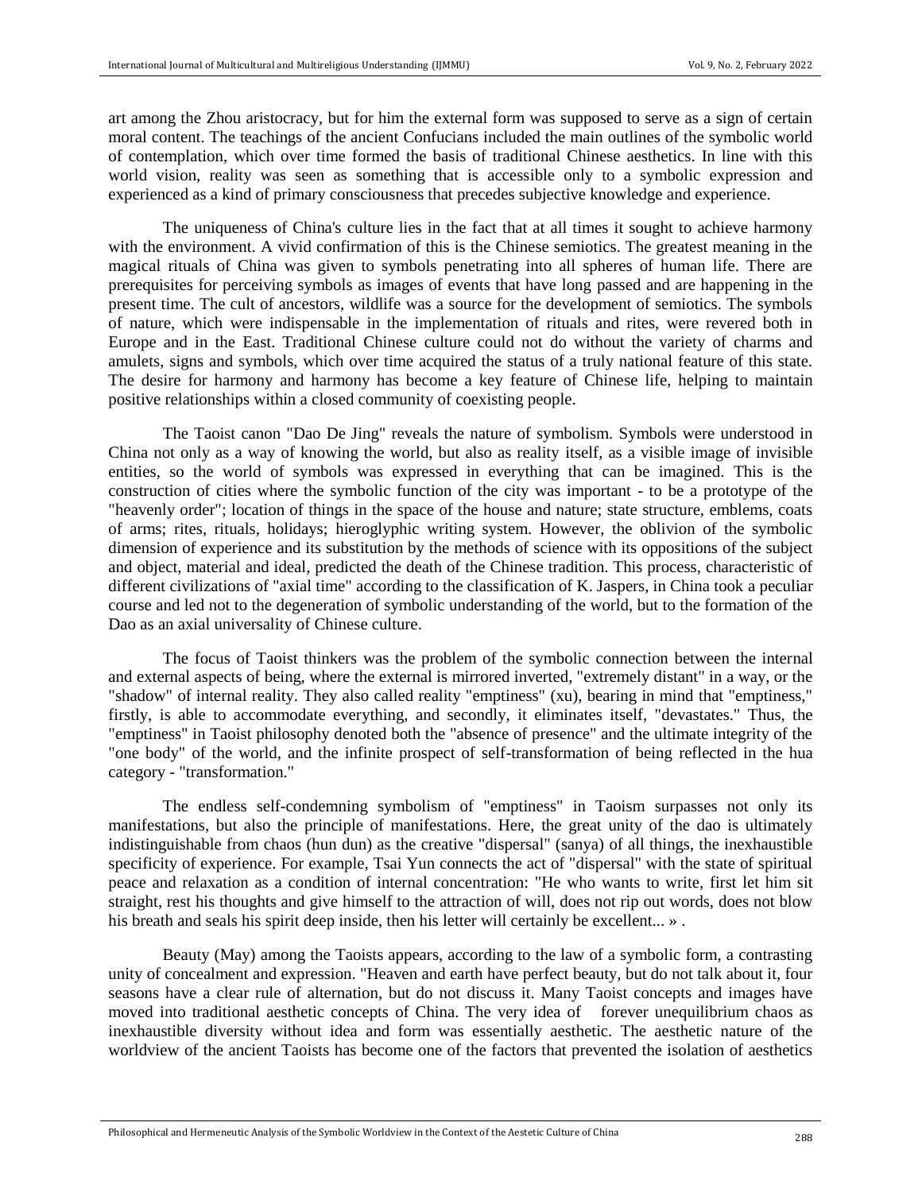art among the Zhou aristocracy, but for him the external form was supposed to serve as a sign of certain moral content. The teachings of the ancient Confucians included the main outlines of the symbolic world of contemplation, which over time formed the basis of traditional Chinese aesthetics. In line with this world vision, reality was seen as something that is accessible only to a symbolic expression and experienced as a kind of primary consciousness that precedes subjective knowledge and experience.

The uniqueness of China's culture lies in the fact that at all times it sought to achieve harmony with the environment. A vivid confirmation of this is the Chinese semiotics. The greatest meaning in the magical rituals of China was given to symbols penetrating into all spheres of human life. There are prerequisites for perceiving symbols as images of events that have long passed and are happening in the present time. The cult of ancestors, wildlife was a source for the development of semiotics. The symbols of nature, which were indispensable in the implementation of rituals and rites, were revered both in Europe and in the East. Traditional Chinese culture could not do without the variety of charms and amulets, signs and symbols, which over time acquired the status of a truly national feature of this state. The desire for harmony and harmony has become a key feature of Chinese life, helping to maintain positive relationships within a closed community of coexisting people.

The Taoist canon "Dao De Jing" reveals the nature of symbolism. Symbols were understood in China not only as a way of knowing the world, but also as reality itself, as a visible image of invisible entities, so the world of symbols was expressed in everything that can be imagined. This is the construction of cities where the symbolic function of the city was important - to be a prototype of the "heavenly order"; location of things in the space of the house and nature; state structure, emblems, coats of arms; rites, rituals, holidays; hieroglyphic writing system. However, the oblivion of the symbolic dimension of experience and its substitution by the methods of science with its oppositions of the subject and object, material and ideal, predicted the death of the Chinese tradition. This process, characteristic of different civilizations of "axial time" according to the classification of K. Jaspers, in China took a peculiar course and led not to the degeneration of symbolic understanding of the world, but to the formation of the Dao as an axial universality of Chinese culture.

The focus of Taoist thinkers was the problem of the symbolic connection between the internal and external aspects of being, where the external is mirrored inverted, "extremely distant" in a way, or the "shadow" of internal reality. They also called reality "emptiness" (xu), bearing in mind that "emptiness," firstly, is able to accommodate everything, and secondly, it eliminates itself, "devastates." Thus, the "emptiness" in Taoist philosophy denoted both the "absence of presence" and the ultimate integrity of the "one body" of the world, and the infinite prospect of self-transformation of being reflected in the hua category - "transformation."

The endless self-condemning symbolism of "emptiness" in Taoism surpasses not only its manifestations, but also the principle of manifestations. Here, the great unity of the dao is ultimately indistinguishable from chaos (hun dun) as the creative "dispersal" (sanya) of all things, the inexhaustible specificity of experience. For example, Tsai Yun connects the act of "dispersal" with the state of spiritual peace and relaxation as a condition of internal concentration: "He who wants to write, first let him sit straight, rest his thoughts and give himself to the attraction of will, does not rip out words, does not blow his breath and seals his spirit deep inside, then his letter will certainly be excellent... » .

Beauty (May) among the Taoists appears, according to the law of a symbolic form, a contrasting unity of concealment and expression. "Heaven and earth have perfect beauty, but do not talk about it, four seasons have a clear rule of alternation, but do not discuss it. Many Taoist concepts and images have moved into traditional aesthetic concepts of China. The very idea of forever unequilibrium chaos as inexhaustible diversity without idea and form was essentially aesthetic. The aesthetic nature of the worldview of the ancient Taoists has become one of the factors that prevented the isolation of aesthetics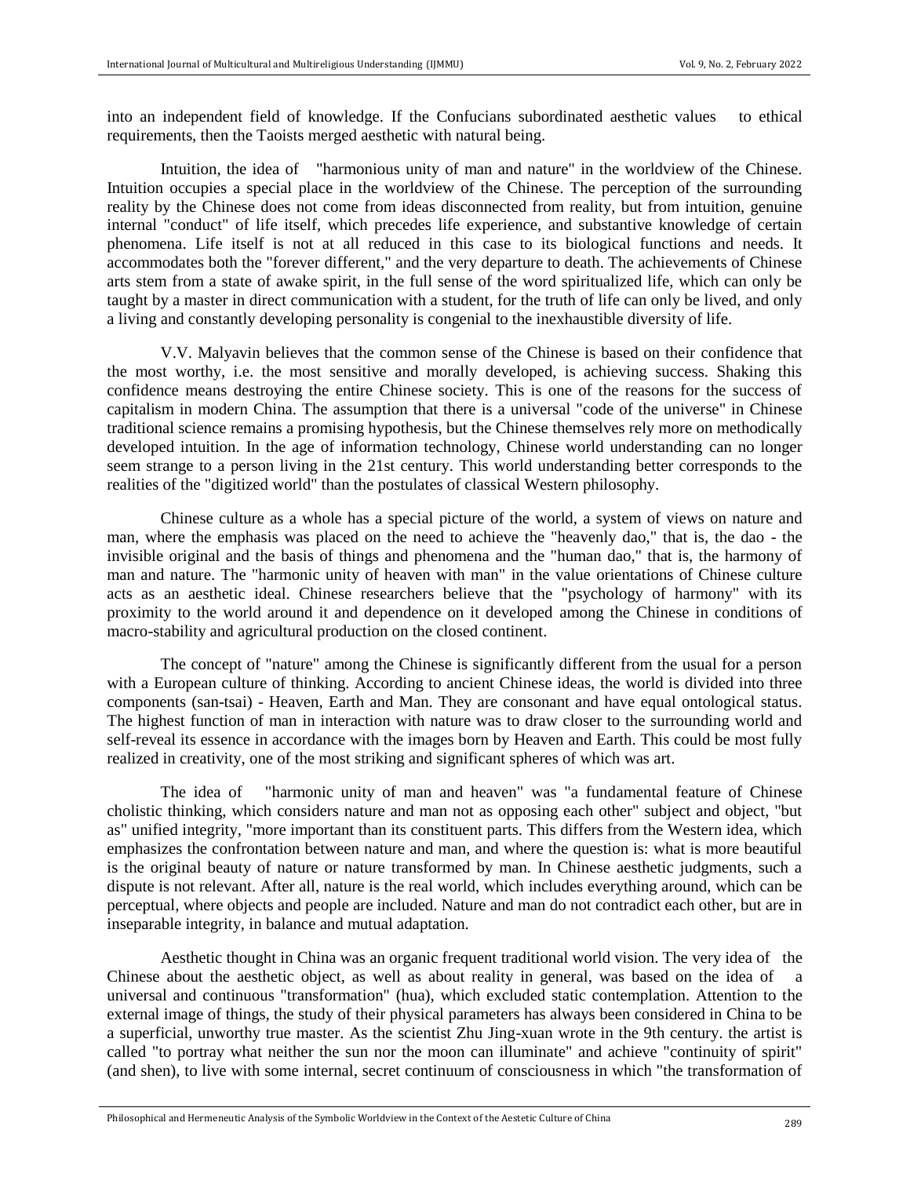into an independent field of knowledge. If the Confucians subordinated aesthetic values to ethical requirements, then the Taoists merged aesthetic with natural being.

Intuition, the idea of "harmonious unity of man and nature" in the worldview of the Chinese. Intuition occupies a special place in the worldview of the Chinese. The perception of the surrounding reality by the Chinese does not come from ideas disconnected from reality, but from intuition, genuine internal "conduct" of life itself, which precedes life experience, and substantive knowledge of certain phenomena. Life itself is not at all reduced in this case to its biological functions and needs. It accommodates both the "forever different," and the very departure to death. The achievements of Chinese arts stem from a state of awake spirit, in the full sense of the word spiritualized life, which can only be taught by a master in direct communication with a student, for the truth of life can only be lived, and only a living and constantly developing personality is congenial to the inexhaustible diversity of life.

V.V. Malyavin believes that the common sense of the Chinese is based on their confidence that the most worthy, i.e. the most sensitive and morally developed, is achieving success. Shaking this confidence means destroying the entire Chinese society. This is one of the reasons for the success of capitalism in modern China. The assumption that there is a universal "code of the universe" in Chinese traditional science remains a promising hypothesis, but the Chinese themselves rely more on methodically developed intuition. In the age of information technology, Chinese world understanding can no longer seem strange to a person living in the 21st century. This world understanding better corresponds to the realities of the "digitized world" than the postulates of classical Western philosophy.

Chinese culture as a whole has a special picture of the world, a system of views on nature and man, where the emphasis was placed on the need to achieve the "heavenly dao," that is, the dao - the invisible original and the basis of things and phenomena and the "human dao," that is, the harmony of man and nature. The "harmonic unity of heaven with man" in the value orientations of Chinese culture acts as an aesthetic ideal. Chinese researchers believe that the "psychology of harmony" with its proximity to the world around it and dependence on it developed among the Chinese in conditions of macro-stability and agricultural production on the closed continent.

The concept of "nature" among the Chinese is significantly different from the usual for a person with a European culture of thinking. According to ancient Chinese ideas, the world is divided into three components (san-tsai) - Heaven, Earth and Man. They are consonant and have equal ontological status. The highest function of man in interaction with nature was to draw closer to the surrounding world and self-reveal its essence in accordance with the images born by Heaven and Earth. This could be most fully realized in creativity, one of the most striking and significant spheres of which was art.

The idea of "harmonic unity of man and heaven" was "a fundamental feature of Chinese cholistic thinking, which considers nature and man not as opposing each other" subject and object, "but as" unified integrity, "more important than its constituent parts. This differs from the Western idea, which emphasizes the confrontation between nature and man, and where the question is: what is more beautiful is the original beauty of nature or nature transformed by man. In Chinese aesthetic judgments, such a dispute is not relevant. After all, nature is the real world, which includes everything around, which can be perceptual, where objects and people are included. Nature and man do not contradict each other, but are in inseparable integrity, in balance and mutual adaptation.

Aesthetic thought in China was an organic frequent traditional world vision. The very idea of the Chinese about the aesthetic object, as well as about reality in general, was based on the idea of a universal and continuous "transformation" (hua), which excluded static contemplation. Attention to the external image of things, the study of their physical parameters has always been considered in China to be a superficial, unworthy true master. As the scientist Zhu Jing-xuan wrote in the 9th century. the artist is called "to portray what neither the sun nor the moon can illuminate" and achieve "continuity of spirit" (and shen), to live with some internal, secret continuum of consciousness in which "the transformation of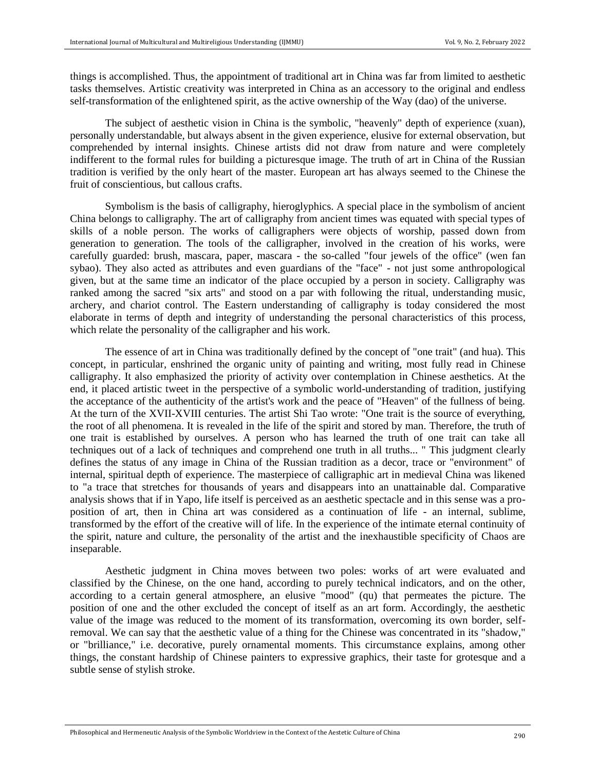things is accomplished. Thus, the appointment of traditional art in China was far from limited to aesthetic tasks themselves. Artistic creativity was interpreted in China as an accessory to the original and endless self-transformation of the enlightened spirit, as the active ownership of the Way (dao) of the universe.

The subject of aesthetic vision in China is the symbolic, "heavenly" depth of experience (xuan), personally understandable, but always absent in the given experience, elusive for external observation, but comprehended by internal insights. Chinese artists did not draw from nature and were completely indifferent to the formal rules for building a picturesque image. The truth of art in China of the Russian tradition is verified by the only heart of the master. European art has always seemed to the Chinese the fruit of conscientious, but callous crafts.

Symbolism is the basis of calligraphy, hieroglyphics. A special place in the symbolism of ancient China belongs to calligraphy. The art of calligraphy from ancient times was equated with special types of skills of a noble person. The works of calligraphers were objects of worship, passed down from generation to generation. The tools of the calligrapher, involved in the creation of his works, were carefully guarded: brush, mascara, paper, mascara - the so-called "four jewels of the office" (wen fan sybao). They also acted as attributes and even guardians of the "face" - not just some anthropological given, but at the same time an indicator of the place occupied by a person in society. Calligraphy was ranked among the sacred "six arts" and stood on a par with following the ritual, understanding music, archery, and chariot control. The Eastern understanding of calligraphy is today considered the most elaborate in terms of depth and integrity of understanding the personal characteristics of this process, which relate the personality of the calligrapher and his work.

The essence of art in China was traditionally defined by the concept of "one trait" (and hua). This concept, in particular, enshrined the organic unity of painting and writing, most fully read in Chinese calligraphy. It also emphasized the priority of activity over contemplation in Chinese aesthetics. At the end, it placed artistic tweet in the perspective of a symbolic world-understanding of tradition, justifying the acceptance of the authenticity of the artist's work and the peace of "Heaven" of the fullness of being. At the turn of the XVII-XVIII centuries. The artist Shi Tao wrote: "One trait is the source of everything, the root of all phenomena. It is revealed in the life of the spirit and stored by man. Therefore, the truth of one trait is established by ourselves. A person who has learned the truth of one trait can take all techniques out of a lack of techniques and comprehend one truth in all truths... " This judgment clearly defines the status of any image in China of the Russian tradition as a decor, trace or "environment" of internal, spiritual depth of experience. The masterpiece of calligraphic art in medieval China was likened to "a trace that stretches for thousands of years and disappears into an unattainable dal. Comparative analysis shows that if in Yapo, life itself is perceived as an aesthetic spectacle and in this sense was a pro-position of art, then in China art was considered as a continuation of life - an internal, sublime, transformed by the effort of the creative will of life. In the experience of the intimate eternal continuity of the spirit, nature and culture, the personality of the artist and the inexhaustible specificity of Chaos are inseparable.

Aesthetic judgment in China moves between two poles: works of art were evaluated and classified by the Chinese, on the one hand, according to purely technical indicators, and on the other, according to a certain general atmosphere, an elusive "mood" (qu) that permeates the picture. The position of one and the other excluded the concept of itself as an art form. Accordingly, the aesthetic value of the image was reduced to the moment of its transformation, overcoming its own border, self-removal. We can say that the aesthetic value of a thing for the Chinese was concentrated in its "shadow," or "brilliance," i.e. decorative, purely ornamental moments. This circumstance explains, among other things, the constant hardship of Chinese painters to expressive graphics, their taste for grotesque and a subtle sense of stylish stroke.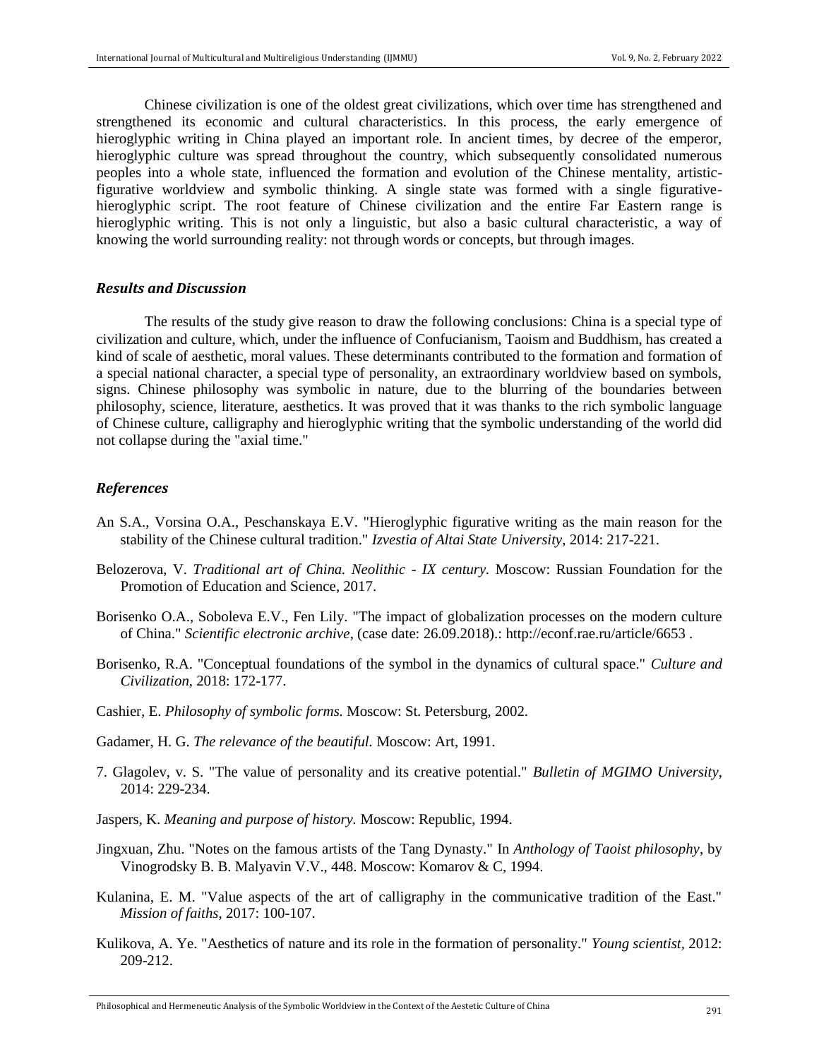Chinese civilization is one of the oldest great civilizations, which over time has strengthened and strengthened its economic and cultural characteristics. In this process, the early emergence of hieroglyphic writing in China played an important role. In ancient times, by decree of the emperor, hieroglyphic culture was spread throughout the country, which subsequently consolidated numerous peoples into a whole state, influenced the formation and evolution of the Chinese mentality, artistic-figurative worldview and symbolic thinking. A single state was formed with a single figurative-hieroglyphic script. The root feature of Chinese civilization and the entire Far Eastern range is hieroglyphic writing. This is not only a linguistic, but also a basic cultural characteristic, a way of knowing the world surrounding reality: not through words or concepts, but through images.

### *Results and Discussion*

The results of the study give reason to draw the following conclusions: China is a special type of civilization and culture, which, under the influence of Confucianism, Taoism and Buddhism, has created a kind of scale of aesthetic, moral values. These determinants contributed to the formation and formation of a special national character, a special type of personality, an extraordinary worldview based on symbols, signs. Chinese philosophy was symbolic in nature, due to the blurring of the boundaries between philosophy, science, literature, aesthetics. It was proved that it was thanks to the rich symbolic language of Chinese culture, calligraphy and hieroglyphic writing that the symbolic understanding of the world did not collapse during the "axial time."

### *References*

An S.A., Vorsina O.A., Peschanskaya E.V. "Hieroglyphic figurative writing as the main reason for the stability of the Chinese cultural tradition." *Izvestia of Altai State University*, 2014: 217-221.

Belozerova, V. *Traditional art of China. Neolithic - IX century.* Moscow: Russian Foundation for the Promotion of Education and Science, 2017.

Borisenko O.A., Soboleva E.V., Fen Lily. "The impact of globalization processes on the modern culture of China." *Scientific electronic archive*, (case date: 26.09.2018).: http://econf.rae.ru/article/6653 .

Borisenko, R.A. "Conceptual foundations of the symbol in the dynamics of cultural space." *Culture and Civilization*, 2018: 172-177.

Cashier, E. *Philosophy of symbolic forms.* Moscow: St. Petersburg, 2002.

Gadamer, H. G. *The relevance of the beautiful.* Moscow: Art, 1991.

7. Glagolev, v. S. "The value of personality and its creative potential." *Bulletin of MGIMO University*, 2014: 229-234.

Jaspers, K. *Meaning and purpose of history.* Moscow: Republic, 1994.

Jingxuan, Zhu. "Notes on the famous artists of the Tang Dynasty." In *Anthology of Taoist philosophy*, by Vinogrodsky B. B. Malyavin V.V., 448. Moscow: Komarov & C, 1994.

Kulanina, E. M. "Value aspects of the art of calligraphy in the communicative tradition of the East." *Mission of faiths*, 2017: 100-107.

Kulikova, A. Ye. "Aesthetics of nature and its role in the formation of personality." *Young scientist*, 2012: 209-212.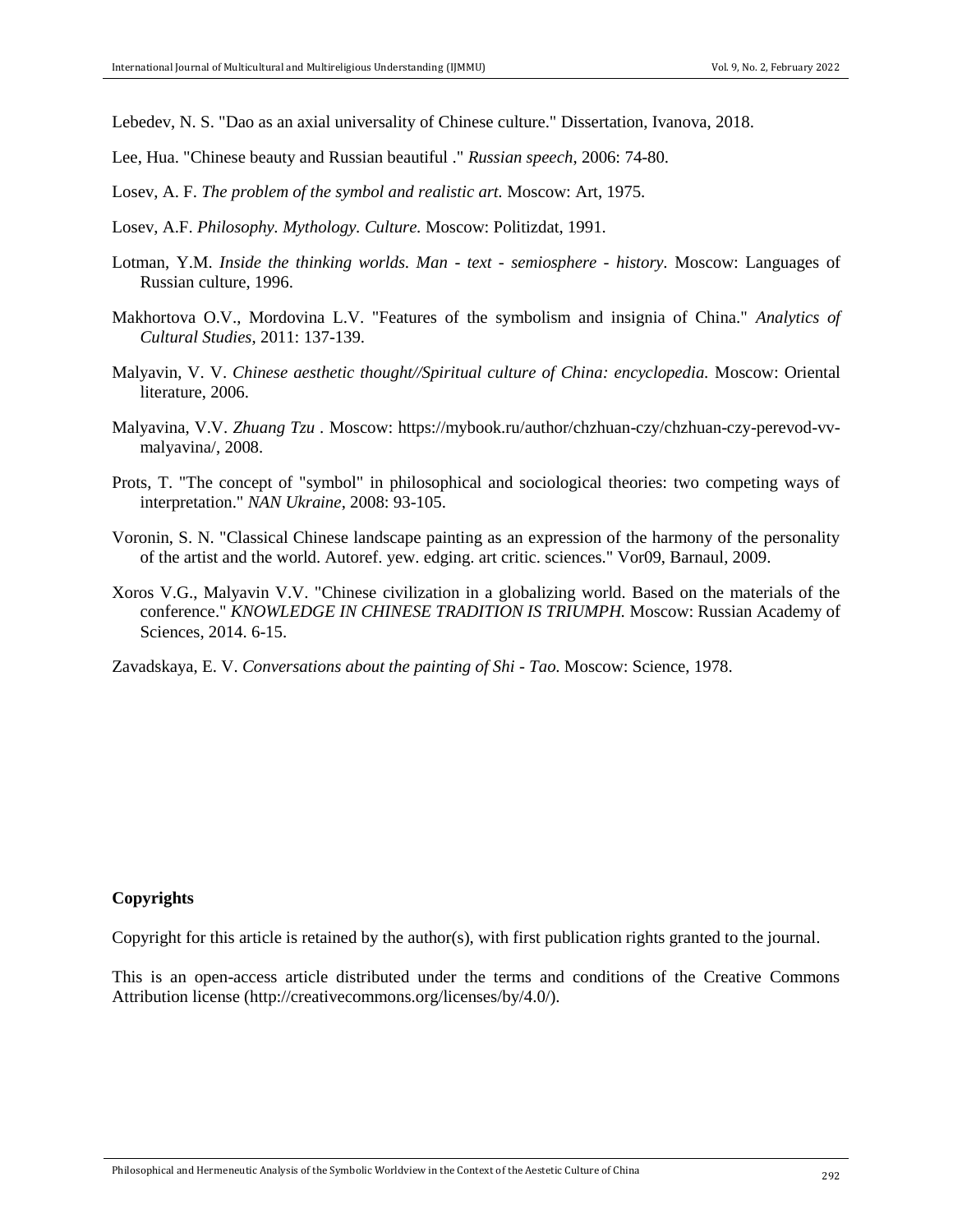Lebedev, N. S. "Dao as an axial universality of Chinese culture." Dissertation, Ivanova, 2018.

Lee, Hua. "Chinese beauty and Russian beautiful ." *Russian speech*, 2006: 74-80.

Losev, A. F. *The problem of the symbol and realistic art.* Moscow: Art, 1975.

Losev, A.F. *Philosophy. Mythology. Culture.* Moscow: Politizdat, 1991.

Lotman, Y.M. *Inside the thinking worlds. Man - text - semiosphere - history*. Moscow: Languages of Russian culture, 1996.

Makhortova O.V., Mordovina L.V. "Features of the symbolism and insignia of China." *Analytics of Cultural Studies*, 2011: 137-139.

Malyavin, V. V. *Chinese aesthetic thought//Spiritual culture of China: encyclopedia.* Moscow: Oriental literature, 2006.

Malyavina, V.V. *Zhuang Tzu* . Moscow: https://mybook.ru/author/chzhuan-czy/chzhuan-czy-perevod-vv-malyavina/, 2008.

Prots, T. "The concept of "symbol" in philosophical and sociological theories: two competing ways of interpretation." *NAN Ukraine*, 2008: 93-105.

Voronin, S. N. "Classical Chinese landscape painting as an expression of the harmony of the personality of the artist and the world. Autoref. yew. edging. art critic. sciences." Vor09, Barnaul, 2009.

Xoros V.G., Malyavin V.V. "Chinese civilization in a globalizing world. Based on the materials of the conference." *KNOWLEDGE IN CHINESE TRADITION IS TRIUMPH.* Moscow: Russian Academy of Sciences, 2014. 6-15.

Zavadskaya, E. V. *Conversations about the painting of Shi - Tao.* Moscow: Science, 1978.

**Copyrights**

Copyright for this article is retained by the author(s), with first publication rights granted to the journal.

This is an open-access article distributed under the terms and conditions of the Creative Commons Attribution license (http://creativecommons.org/licenses/by/4.0/).